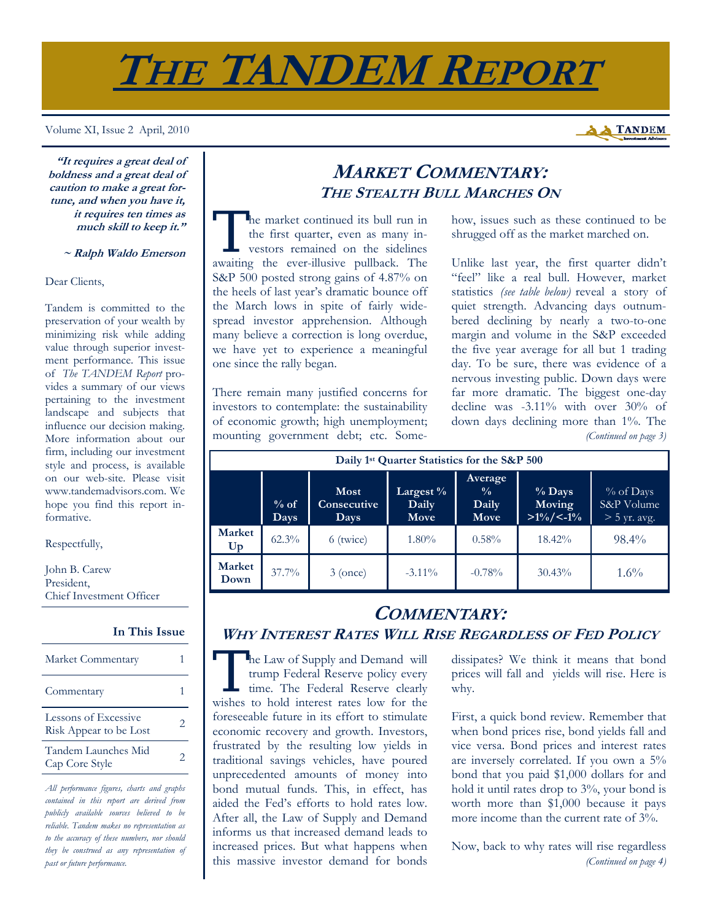# THE TANDEM REPORT

Volume XI, Issue 2 April, 2010

> **"It requires a great deal of boldness and a great deal of caution to make a great fortune, and when you have it, it requires ten times as much skill to keep it."**
>
> **~ Ralph Waldo Emerson**

Dear Clients,

Tandem is committed to the preservation of your wealth by minimizing risk while adding value through superior investment performance. This issue of *The TANDEM Report* provides a summary of our views pertaining to the investment landscape and subjects that influence our decision making. More information about our firm, including our investment style and process, is available on our web-site. Please visit www.tandemadvisors.com. We hope you find this report informative.

Respectfully,

John B. Carew
President,
Chief Investment Officer

**In This Issue**

| | |
|---|---|
| Market Commentary | 1 |
| Commentary | 1 |
| Lessons of Excessive Risk Appear to be Lost | 2 |
| Tandem Launches Mid Cap Core Style | 2 |

*All performance figures, charts and graphs contained in this report are derived from publicly available sources believed to be reliable. Tandem makes no representation as to the accuracy of these numbers, nor should they be construed as any representation of past or future performance.*

## MARKET COMMENTARY: THE STEALTH BULL MARCHES ON

The market continued its bull run in the first quarter, even as many investors remained on the sidelines awaiting the ever-illusive pullback. The S&P 500 posted strong gains of 4.87% on the heels of last year's dramatic bounce off the March lows in spite of fairly widespread investor apprehension. Although many believe a correction is long overdue, we have yet to experience a meaningful one since the rally began.

There remain many justified concerns for investors to contemplate: the sustainability of economic growth; high unemployment; mounting government debt; etc. Somehow, issues such as these continued to be shrugged off as the market marched on.

Unlike last year, the first quarter didn't "feel" like a real bull. However, market statistics *(see table below)* reveal a story of quiet strength. Advancing days outnumbered declining by nearly a two-to-one margin and volume in the S&P exceeded the five year average for all but 1 trading day. To be sure, there was evidence of a nervous investing public. Down days were far more dramatic. The biggest one-day decline was -3.11% with over 30% of down days declining more than 1%. The

*(Continued on page 3)*

**Daily 1st Quarter Statistics for the S&P 500**

| | % of Days | Most Consecutive Days | Largest % Daily Move | Average % Daily Move | % Days Moving >1%/<-1% | % of Days S&P Volume > 5 yr. avg. |
|---|---|---|---|---|---|---|
| **Market Up** | 62.3% | 6 (twice) | 1.80% | 0.58% | 18.42% | 98.4% |
| **Market Down** | 37.7% | 3 (once) | -3.11% | -0.78% | 30.43% | 1.6% |

## COMMENTARY: WHY INTEREST RATES WILL RISE REGARDLESS OF FED POLICY

The Law of Supply and Demand will trump Federal Reserve policy every time. The Federal Reserve clearly wishes to hold interest rates low for the foreseeable future in its effort to stimulate economic recovery and growth. Investors, frustrated by the resulting low yields in traditional savings vehicles, have poured unprecedented amounts of money into bond mutual funds. This, in effect, has aided the Fed's efforts to hold rates low. After all, the Law of Supply and Demand informs us that increased demand leads to increased prices. But what happens when this massive investor demand for bonds dissipates? We think it means that bond prices will fall and yields will rise. Here is why.

First, a quick bond review. Remember that when bond prices rise, bond yields fall and vice versa. Bond prices and interest rates are inversely correlated. If you own a 5% bond that you paid $1,000 dollars for and hold it until rates drop to 3%, your bond is worth more than $1,000 because it pays more income than the current rate of 3%.

Now, back to why rates will rise regardless

*(Continued on page 4)*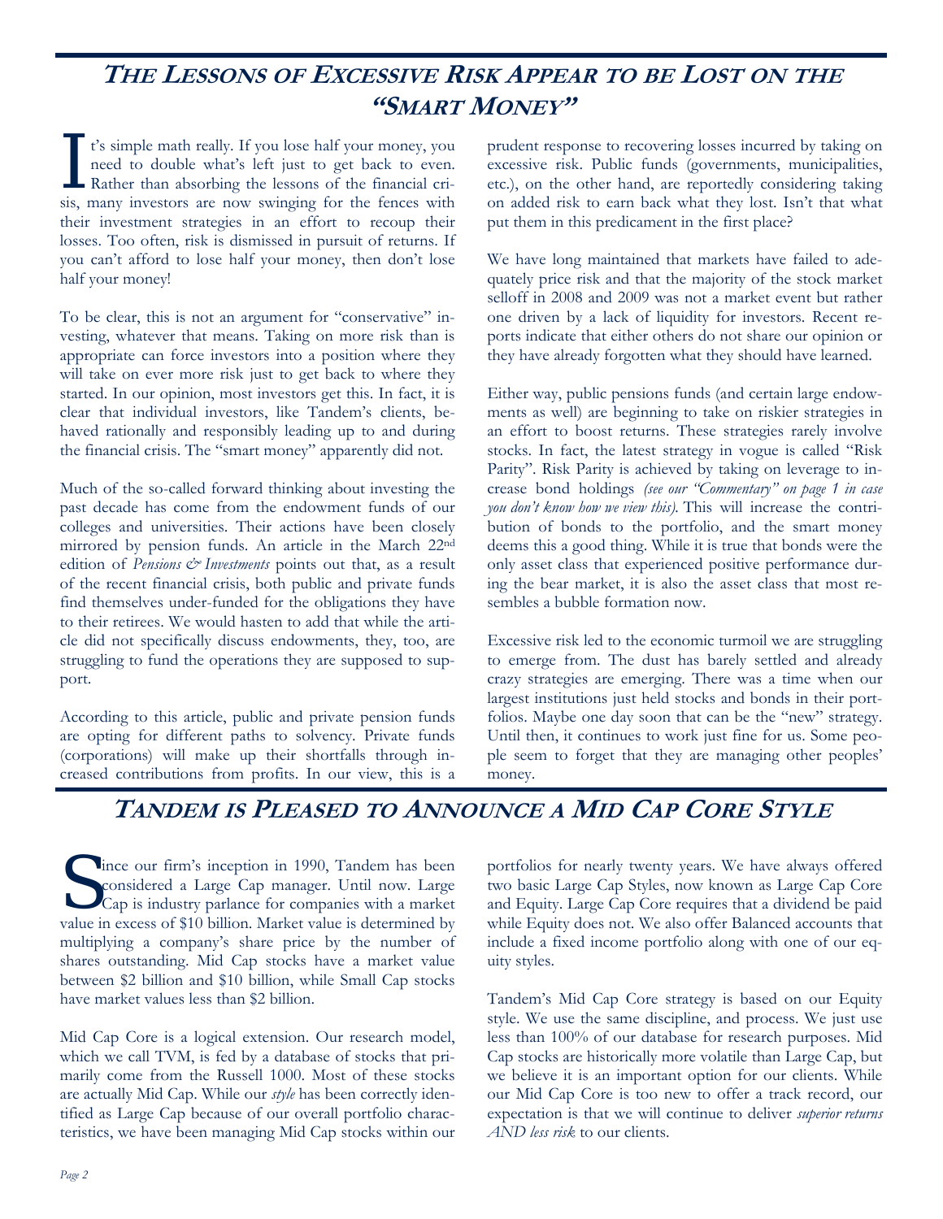## The Lessons of Excessive Risk Appear to be Lost on the "Smart Money"

It's simple math really. If you lose half your money, you need to double what's left just to get back to even. Rather than absorbing the lessons of the financial crisis, many investors are now swinging for the fences with their investment strategies in an effort to recoup their losses. Too often, risk is dismissed in pursuit of returns. If you can't afford to lose half your money, then don't lose half your money!

To be clear, this is not an argument for "conservative" investing, whatever that means. Taking on more risk than is appropriate can force investors into a position where they will take on ever more risk just to get back to where they started. In our opinion, most investors get this. In fact, it is clear that individual investors, like Tandem's clients, behaved rationally and responsibly leading up to and during the financial crisis. The "smart money" apparently did not.

Much of the so-called forward thinking about investing the past decade has come from the endowment funds of our colleges and universities. Their actions have been closely mirrored by pension funds. An article in the March 22nd edition of *Pensions & Investments* points out that, as a result of the recent financial crisis, both public and private funds find themselves under-funded for the obligations they have to their retirees. We would hasten to add that while the article did not specifically discuss endowments, they, too, are struggling to fund the operations they are supposed to support.

According to this article, public and private pension funds are opting for different paths to solvency. Private funds (corporations) will make up their shortfalls through increased contributions from profits. In our view, this is a prudent response to recovering losses incurred by taking on excessive risk. Public funds (governments, municipalities, etc.), on the other hand, are reportedly considering taking on added risk to earn back what they lost. Isn't that what put them in this predicament in the first place?

We have long maintained that markets have failed to adequately price risk and that the majority of the stock market selloff in 2008 and 2009 was not a market event but rather one driven by a lack of liquidity for investors. Recent reports indicate that either others do not share our opinion or they have already forgotten what they should have learned.

Either way, public pensions funds (and certain large endowments as well) are beginning to take on riskier strategies in an effort to boost returns. These strategies rarely involve stocks. In fact, the latest strategy in vogue is called "Risk Parity". Risk Parity is achieved by taking on leverage to increase bond holdings *(see our "Commentary" on page 1 in case you don't know how we view this)*. This will increase the contribution of bonds to the portfolio, and the smart money deems this a good thing. While it is true that bonds were the only asset class that experienced positive performance during the bear market, it is also the asset class that most resembles a bubble formation now.

Excessive risk led to the economic turmoil we are struggling to emerge from. The dust has barely settled and already crazy strategies are emerging. There was a time when our largest institutions just held stocks and bonds in their portfolios. Maybe one day soon that can be the "new" strategy. Until then, it continues to work just fine for us. Some people seem to forget that they are managing other peoples' money.

## Tandem is Pleased to Announce a Mid Cap Core Style

Since our firm's inception in 1990, Tandem has been considered a Large Cap manager. Until now. Large Cap is industry parlance for companies with a market value in excess of $10 billion. Market value is determined by multiplying a company's share price by the number of shares outstanding. Mid Cap stocks have a market value between $2 billion and $10 billion, while Small Cap stocks have market values less than $2 billion.

Mid Cap Core is a logical extension. Our research model, which we call TVM, is fed by a database of stocks that primarily come from the Russell 1000. Most of these stocks are actually Mid Cap. While our *style* has been correctly identified as Large Cap because of our overall portfolio characteristics, we have been managing Mid Cap stocks within our portfolios for nearly twenty years. We have always offered two basic Large Cap Styles, now known as Large Cap Core and Equity. Large Cap Core requires that a dividend be paid while Equity does not. We also offer Balanced accounts that include a fixed income portfolio along with one of our equity styles.

Tandem's Mid Cap Core strategy is based on our Equity style. We use the same discipline, and process. We just use less than 100% of our database for research purposes. Mid Cap stocks are historically more volatile than Large Cap, but we believe it is an important option for our clients. While our Mid Cap Core is too new to offer a track record, our expectation is that we will continue to deliver *superior returns AND less risk* to our clients.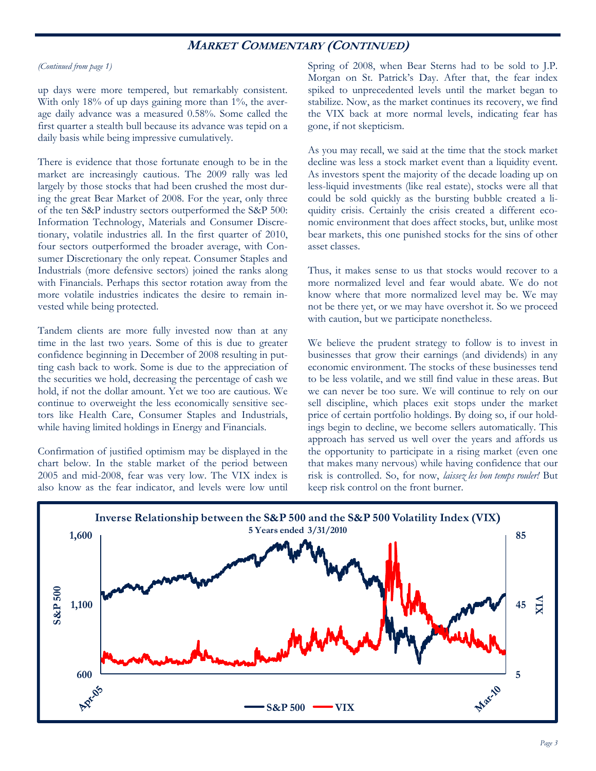## *Market Commentary (Continued)*

*(Continued from page 1)*

up days were more tempered, but remarkably consistent. With only 18% of up days gaining more than 1%, the average daily advance was a measured 0.58%. Some called the first quarter a stealth bull because its advance was tepid on a daily basis while being impressive cumulatively.

There is evidence that those fortunate enough to be in the market are increasingly cautious. The 2009 rally was led largely by those stocks that had been crushed the most during the great Bear Market of 2008. For the year, only three of the ten S&P industry sectors outperformed the S&P 500: Information Technology, Materials and Consumer Discretionary, volatile industries all. In the first quarter of 2010, four sectors outperformed the broader average, with Consumer Discretionary the only repeat. Consumer Staples and Industrials (more defensive sectors) joined the ranks along with Financials. Perhaps this sector rotation away from the more volatile industries indicates the desire to remain invested while being protected.

Tandem clients are more fully invested now than at any time in the last two years. Some of this is due to greater confidence beginning in December of 2008 resulting in putting cash back to work. Some is due to the appreciation of the securities we hold, decreasing the percentage of cash we hold, if not the dollar amount. Yet we too are cautious. We continue to overweight the less economically sensitive sectors like Health Care, Consumer Staples and Industrials, while having limited holdings in Energy and Financials.

Confirmation of justified optimism may be displayed in the chart below. In the stable market of the period between 2005 and mid-2008, fear was very low. The VIX index is also know as the fear indicator, and levels were low until Spring of 2008, when Bear Sterns had to be sold to J.P. Morgan on St. Patrick's Day. After that, the fear index spiked to unprecedented levels until the market began to stabilize. Now, as the market continues its recovery, we find the VIX back at more normal levels, indicating fear has gone, if not skepticism.

As you may recall, we said at the time that the stock market decline was less a stock market event than a liquidity event. As investors spent the majority of the decade loading up on less-liquid investments (like real estate), stocks were all that could be sold quickly as the bursting bubble created a liquidity crisis. Certainly the crisis created a different economic environment that does affect stocks, but, unlike most bear markets, this one punished stocks for the sins of other asset classes.

Thus, it makes sense to us that stocks would recover to a more normalized level and fear would abate. We do not know where that more normalized level may be. We may not be there yet, or we may have overshot it. So we proceed with caution, but we participate nonetheless.

We believe the prudent strategy to follow is to invest in businesses that grow their earnings (and dividends) in any economic environment. The stocks of these businesses tend to be less volatile, and we still find value in these areas. But we can never be too sure. We will continue to rely on our sell discipline, which places exit stops under the market price of certain portfolio holdings. By doing so, if our holdings begin to decline, we become sellers automatically. This approach has served us well over the years and affords us the opportunity to participate in a rising market (even one that makes many nervous) while having confidence that our risk is controlled. So, for now, *laissez les bon temps rouler!* But keep risk control on the front burner.

**Inverse Relationship between the S&P 500 and the S&P 500 Volatility Index (VIX)**
**5 Years ended 3/31/2010**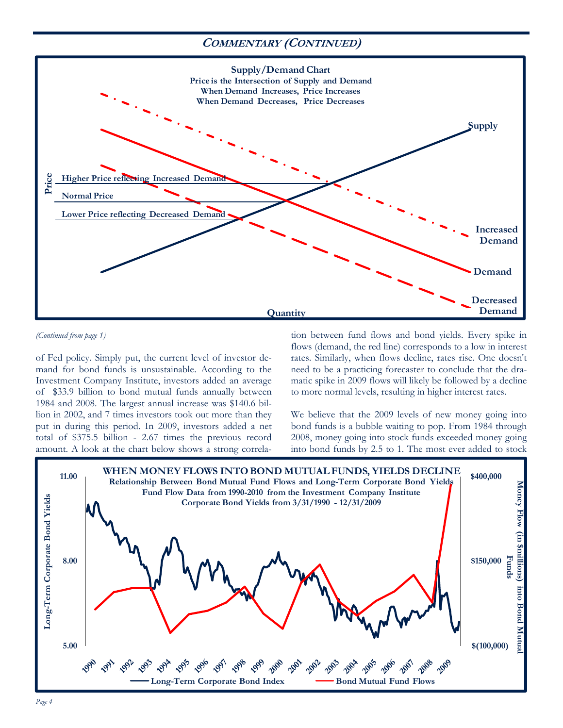## COMMENTARY (CONTINUED)

**Supply/Demand Chart**
**Price is the Intersection of Supply and Demand**
**When Demand Increases, Price Increases**
**When Demand Decreases, Price Decreases**

Price

Higher Price reflecting Increased Demand

Normal Price

Lower Price reflecting Decreased Demand

Supply

Increased Demand

Demand

Decreased Demand

Quantity

*(Continued from page 1)*

of Fed policy. Simply put, the current level of investor demand for bond funds is unsustainable. According to the Investment Company Institute, investors added an average of $33.9 billion to bond mutual funds annually between 1984 and 2008. The largest annual increase was $140.6 billion in 2002, and 7 times investors took out more than they put in during this period. In 2009, investors added a net total of $375.5 billion - 2.67 times the previous record amount. A look at the chart below shows a strong correlation between fund flows and bond yields. Every spike in flows (demand, the red line) corresponds to a low in interest rates. Similarly, when flows decline, rates rise. One doesn't need to be a practicing forecaster to conclude that the dramatic spike in 2009 flows will likely be followed by a decline to more normal levels, resulting in higher interest rates.

We believe that the 2009 levels of new money going into bond funds is a bubble waiting to pop. From 1984 through 2008, money going into stock funds exceeded money going into bond funds by 2.5 to 1. The most ever added to stock

**WHEN MONEY FLOWS INTO BOND MUTUAL FUNDS, YIELDS DECLINE**
**Relationship Between Bond Mutual Fund Flows and Long-Term Corporate Bond Yields**
**Fund Flow Data from 1990-2010 from the Investment Company Institute**
**Corporate Bond Yields from 3/31/1990 - 12/31/2009**

Long-Term Corporate Bond Yields: 11.00, 8.00, 5.00

Money Flow (in $millions) into Bond Mutual Funds: $400,000, $150,000, $(100,000)

1990 1991 1992 1993 1994 1995 1996 1997 1998 1999 2000 2001 2002 2003 2004 2005 2006 2007 2008 2009

Long-Term Corporate Bond Index — Bond Mutual Fund Flows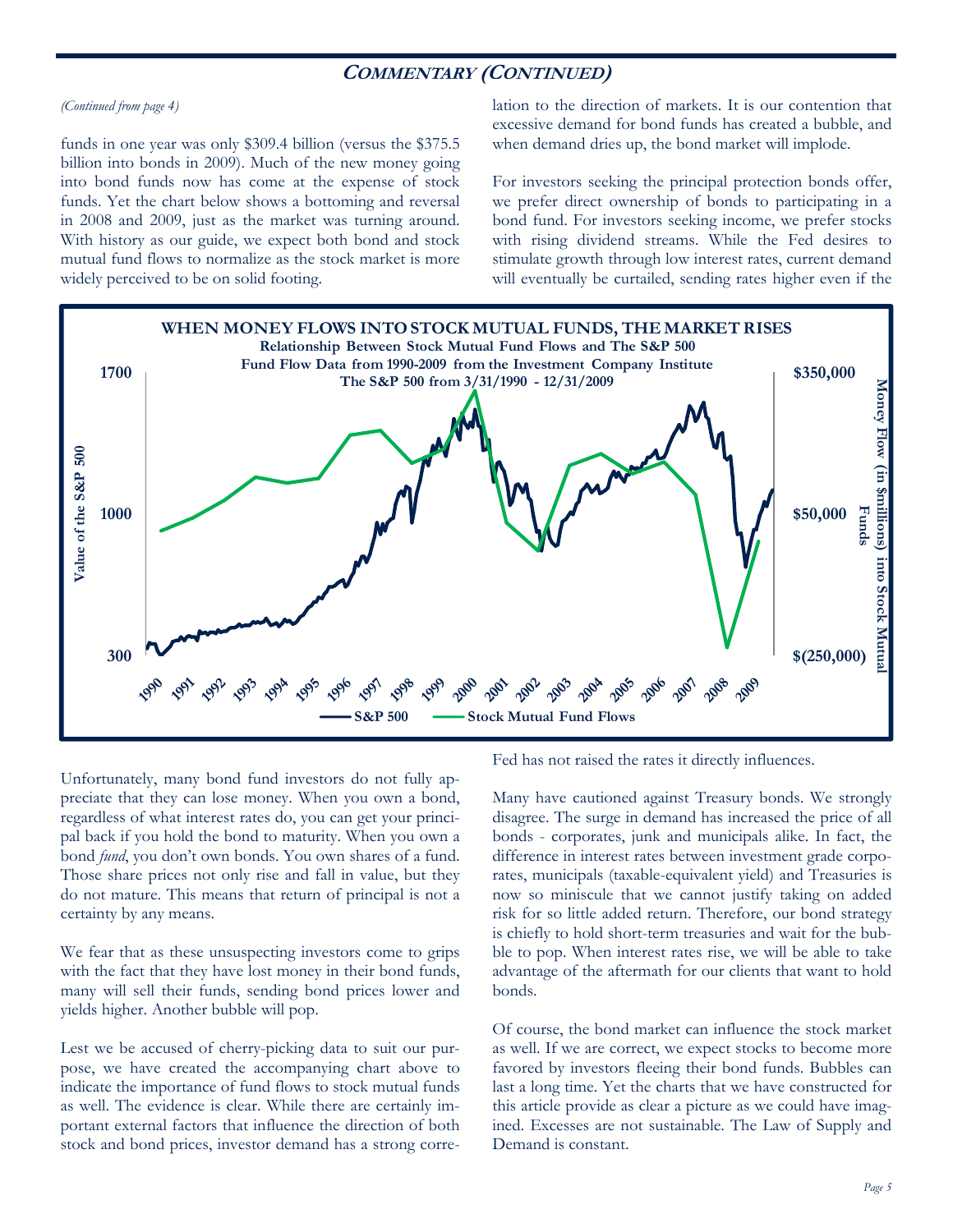## COMMENTARY (CONTINUED)

*(Continued from page 4)*

funds in one year was only $309.4 billion (versus the $375.5 billion into bonds in 2009). Much of the new money going into bond funds now has come at the expense of stock funds. Yet the chart below shows a bottoming and reversal in 2008 and 2009, just as the market was turning around. With history as our guide, we expect both bond and stock mutual fund flows to normalize as the stock market is more widely perceived to be on solid footing.

Unfortunately, many bond fund investors do not fully appreciate that they can lose money. When you own a bond, regardless of what interest rates do, you can get your principal back if you hold the bond to maturity. When you own a bond *fund*, you don't own bonds. You own shares of a fund. Those share prices not only rise and fall in value, but they do not mature. This means that return of principal is not a certainty by any means.

We fear that as these unsuspecting investors come to grips with the fact that they have lost money in their bond funds, many will sell their funds, sending bond prices lower and yields higher. Another bubble will pop.

Lest we be accused of cherry-picking data to suit our purpose, we have created the accompanying chart above to indicate the importance of fund flows to stock mutual funds as well. The evidence is clear. While there are certainly important external factors that influence the direction of both stock and bond prices, investor demand has a strong correlation to the direction of markets. It is our contention that excessive demand for bond funds has created a bubble, and when demand dries up, the bond market will implode.

For investors seeking the principal protection bonds offer, we prefer direct ownership of bonds to participating in a bond fund. For investors seeking income, we prefer stocks with rising dividend streams. While the Fed desires to stimulate growth through low interest rates, current demand will eventually be curtailed, sending rates higher even if the Fed has not raised the rates it directly influences.

**WHEN MONEY FLOWS INTO STOCK MUTUAL FUNDS, THE MARKET RISES**
**Relationship Between Stock Mutual Fund Flows and The S&P 500**
**Fund Flow Data from 1990-2009 from the Investment Company Institute**
**The S&P 500 from 3/31/1990 - 12/31/2009**

Many have cautioned against Treasury bonds. We strongly disagree. The surge in demand has increased the price of all bonds - corporates, junk and municipals alike. In fact, the difference in interest rates between investment grade corporates, municipals (taxable-equivalent yield) and Treasuries is now so miniscule that we cannot justify taking on added risk for so little added return. Therefore, our bond strategy is chiefly to hold short-term treasuries and wait for the bubble to pop. When interest rates rise, we will be able to take advantage of the aftermath for our clients that want to hold bonds.

Of course, the bond market can influence the stock market as well. If we are correct, we expect stocks to become more favored by investors fleeing their bond funds. Bubbles can last a long time. Yet the charts that we have constructed for this article provide as clear a picture as we could have imagined. Excesses are not sustainable. The Law of Supply and Demand is constant.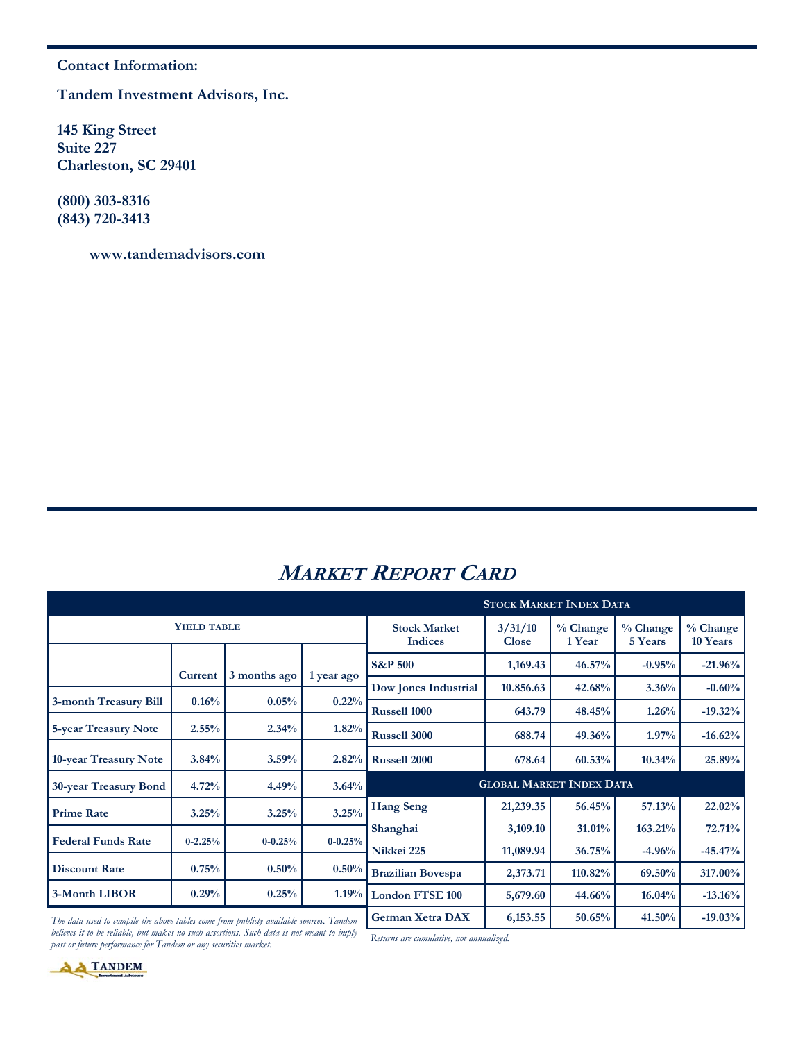**Contact Information:**

**Tandem Investment Advisors, Inc.**

**145 King Street**
**Suite 227**
**Charleston, SC 29401**

**(800) 303-8316**
**(843) 720-3413**

**www.tandemadvisors.com**

# *MARKET REPORT CARD*

**YIELD TABLE**

| | Current | 3 months ago | 1 year ago |
|---|---|---|---|
| **3-month Treasury Bill** | 0.16% | 0.05% | 0.22% |
| **5-year Treasury Note** | 2.55% | 2.34% | 1.82% |
| **10-year Treasury Note** | 3.84% | 3.59% | 2.82% |
| **30-year Treasury Bond** | 4.72% | 4.49% | 3.64% |
| **Prime Rate** | 3.25% | 3.25% | 3.25% |
| **Federal Funds Rate** | 0-2.25% | 0-0.25% | 0-0.25% |
| **Discount Rate** | 0.75% | 0.50% | 0.50% |
| **3-Month LIBOR** | 0.29% | 0.25% | 1.19% |

*The data used to compile the above tables come from publicly available sources. Tandem believes it to be reliable, but makes no such assertions. Such data is not meant to imply past or future performance for Tandem or any securities market.*

**STOCK MARKET INDEX DATA**

| Stock Market Indices | 3/31/10 Close | % Change 1 Year | % Change 5 Years | % Change 10 Years |
|---|---|---|---|---|
| **S&P 500** | 1,169.43 | 46.57% | -0.95% | -21.96% |
| **Dow Jones Industrial** | 10.856.63 | 42.68% | 3.36% | -0.60% |
| **Russell 1000** | 643.79 | 48.45% | 1.26% | -19.32% |
| **Russell 3000** | 688.74 | 49.36% | 1.97% | -16.62% |
| **Russell 2000** | 678.64 | 60.53% | 10.34% | 25.89% |
| **GLOBAL MARKET INDEX DATA** | | | | |
| **Hang Seng** | 21,239.35 | 56.45% | 57.13% | 22.02% |
| **Shanghai** | 3,109.10 | 31.01% | 163.21% | 72.71% |
| **Nikkei 225** | 11,089.94 | 36.75% | -4.96% | -45.47% |
| **Brazilian Bovespa** | 2,373.71 | 110.82% | 69.50% | 317.00% |
| **London FTSE 100** | 5,679.60 | 44.66% | 16.04% | -13.16% |
| **German Xetra DAX** | 6,153.55 | 50.65% | 41.50% | -19.03% |

*Returns are cumulative, not annualized.*

TANDEM Investment Advisors